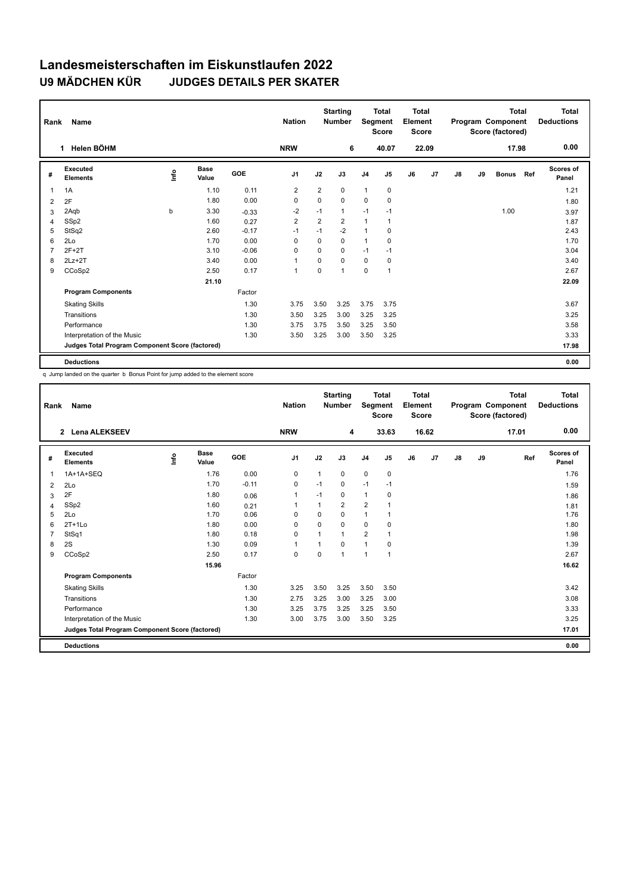# Landesmeisterschaften im Eiskunstlaufen 2022

## U9 MÄDCHEN KÜR JUDGES DETAILS PER SKATER

| Rank | Name | Nation | Starting Number | Total Segment Score | Total Element Score | Total Program Component Score (factored) | Total Deductions |
|---|---|---|---|---|---|---|---|
| 1 | Helen BÖHM | NRW | 6 | 40.07 | 22.09 | 17.98 | 0.00 |

| # | Executed Elements | Info | Base Value | GOE | J1 | J2 | J3 | J4 | J5 | J6 | J7 | J8 | J9 | Bonus | Ref | Scores of Panel |
|---|---|---|---|---|---|---|---|---|---|---|---|---|---|---|---|---|
| 1 | 1A | | 1.10 | 0.11 | 2 | 2 | 0 | 1 | 0 | | | | | | | 1.21 |
| 2 | 2F | | 1.80 | 0.00 | 0 | 0 | 0 | 0 | 0 | | | | | | | 1.80 |
| 3 | 2Aqb | b | 3.30 | -0.33 | -2 | -1 | 1 | -1 | -1 | | | | | 1.00 | | 3.97 |
| 4 | SSp2 | | 1.60 | 0.27 | 2 | 2 | 2 | 1 | 1 | | | | | | | 1.87 |
| 5 | StSq2 | | 2.60 | -0.17 | -1 | -1 | -2 | 1 | 0 | | | | | | | 2.43 |
| 6 | 2Lo | | 1.70 | 0.00 | 0 | 0 | 0 | 1 | 0 | | | | | | | 1.70 |
| 7 | 2F+2T | | 3.10 | -0.06 | 0 | 0 | 0 | -1 | -1 | | | | | | | 3.04 |
| 8 | 2Lz+2T | | 3.40 | 0.00 | 1 | 0 | 0 | 0 | 0 | | | | | | | 3.40 |
| 9 | CCoSp2 | | 2.50 | 0.17 | 1 | 0 | 1 | 0 | 1 | | | | | | | 2.67 |
| | | | 21.10 | | | | | | | | | | | | | 22.09 |
| | **Program Components** | | | Factor | | | | | | | | | | | | |
| | Skating Skills | | | 1.30 | 3.75 | 3.50 | 3.25 | 3.75 | 3.75 | | | | | | | 3.67 |
| | Transitions | | | 1.30 | 3.50 | 3.25 | 3.00 | 3.25 | 3.25 | | | | | | | 3.25 |
| | Performance | | | 1.30 | 3.75 | 3.75 | 3.50 | 3.25 | 3.50 | | | | | | | 3.58 |
| | Interpretation of the Music | | | 1.30 | 3.50 | 3.25 | 3.00 | 3.50 | 3.25 | | | | | | | 3.33 |
| | **Judges Total Program Component Score (factored)** | | | | | | | | | | | | | | | 17.98 |
| | **Deductions** | | | | | | | | | | | | | | | 0.00 |

q Jump landed on the quarter b Bonus Point for jump added to the element score

| Rank | Name | Nation | Starting Number | Total Segment Score | Total Element Score | Total Program Component Score (factored) | Total Deductions |
|---|---|---|---|---|---|---|---|
| 2 | Lena ALEKSEEV | NRW | 4 | 33.63 | 16.62 | 17.01 | 0.00 |

| # | Executed Elements | Info | Base Value | GOE | J1 | J2 | J3 | J4 | J5 | J6 | J7 | J8 | J9 | Ref | Scores of Panel |
|---|---|---|---|---|---|---|---|---|---|---|---|---|---|---|---|
| 1 | 1A+1A+SEQ | | 1.76 | 0.00 | 0 | 1 | 0 | 0 | 0 | | | | | | 1.76 |
| 2 | 2Lo | | 1.70 | -0.11 | 0 | -1 | 0 | -1 | -1 | | | | | | 1.59 |
| 3 | 2F | | 1.80 | 0.06 | 1 | -1 | 0 | 1 | 0 | | | | | | 1.86 |
| 4 | SSp2 | | 1.60 | 0.21 | 1 | 1 | 2 | 2 | 1 | | | | | | 1.81 |
| 5 | 2Lo | | 1.70 | 0.06 | 0 | 0 | 0 | 1 | 1 | | | | | | 1.76 |
| 6 | 2T+1Lo | | 1.80 | 0.00 | 0 | 0 | 0 | 0 | 0 | | | | | | 1.80 |
| 7 | StSq1 | | 1.80 | 0.18 | 0 | 1 | 1 | 2 | 1 | | | | | | 1.98 |
| 8 | 2S | | 1.30 | 0.09 | 1 | 1 | 0 | 1 | 0 | | | | | | 1.39 |
| 9 | CCoSp2 | | 2.50 | 0.17 | 0 | 0 | 1 | 1 | 1 | | | | | | 2.67 |
| | | | 15.96 | | | | | | | | | | | | 16.62 |
| | **Program Components** | | | Factor | | | | | | | | | | | |
| | Skating Skills | | | 1.30 | 3.25 | 3.50 | 3.25 | 3.50 | 3.50 | | | | | | 3.42 |
| | Transitions | | | 1.30 | 2.75 | 3.25 | 3.00 | 3.25 | 3.00 | | | | | | 3.08 |
| | Performance | | | 1.30 | 3.25 | 3.75 | 3.25 | 3.25 | 3.50 | | | | | | 3.33 |
| | Interpretation of the Music | | | 1.30 | 3.00 | 3.75 | 3.00 | 3.50 | 3.25 | | | | | | 3.25 |
| | **Judges Total Program Component Score (factored)** | | | | | | | | | | | | | | 17.01 |
| | **Deductions** | | | | | | | | | | | | | | 0.00 |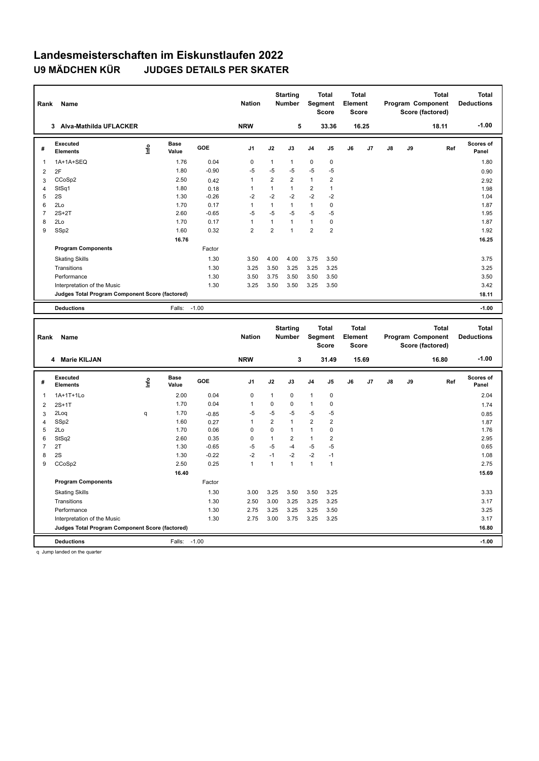# Landesmeisterschaften im Eiskunstlaufen 2022

## U9 MÄDCHEN KÜR JUDGES DETAILS PER SKATER

| Rank | Name | Nation | Starting Number | Total Segment Score | Total Element Score | Total Program Component Score (factored) | Total Deductions |
|---|---|---|---|---|---|---|---|
| 3 | Alva-Mathilda UFLACKER | NRW | 5 | 33.36 | 16.25 | 18.11 | -1.00 |

| # | Executed Elements | Info | Base Value | GOE | J1 | J2 | J3 | J4 | J5 | J6 | J7 | J8 | J9 | Ref | Scores of Panel |
|---|---|---|---|---|---|---|---|---|---|---|---|---|---|---|---|
| 1 | 1A+1A+SEQ | | 1.76 | 0.04 | 0 | 1 | 1 | 0 | 0 | | | | | | 1.80 |
| 2 | 2F | | 1.80 | -0.90 | -5 | -5 | -5 | -5 | -5 | | | | | | 0.90 |
| 3 | CCoSp2 | | 2.50 | 0.42 | 1 | 2 | 2 | 1 | 2 | | | | | | 2.92 |
| 4 | StSq1 | | 1.80 | 0.18 | 1 | 1 | 1 | 2 | 1 | | | | | | 1.98 |
| 5 | 2S | | 1.30 | -0.26 | -2 | -2 | -2 | -2 | -2 | | | | | | 1.04 |
| 6 | 2Lo | | 1.70 | 0.17 | 1 | 1 | 1 | 1 | 0 | | | | | | 1.87 |
| 7 | 2S+2T | | 2.60 | -0.65 | -5 | -5 | -5 | -5 | -5 | | | | | | 1.95 |
| 8 | 2Lo | | 1.70 | 0.17 | 1 | 1 | 1 | 1 | 0 | | | | | | 1.87 |
| 9 | SSp2 | | 1.60 | 0.32 | 2 | 2 | 1 | 2 | 2 | | | | | | 1.92 |
| | | | 16.76 | | | | | | | | | | | | 16.25 |
| | **Program Components** | | | Factor | | | | | | | | | | | |
| | Skating Skills | | | 1.30 | 3.50 | 4.00 | 4.00 | 3.75 | 3.50 | | | | | | 3.75 |
| | Transitions | | | 1.30 | 3.25 | 3.50 | 3.25 | 3.25 | 3.25 | | | | | | 3.25 |
| | Performance | | | 1.30 | 3.50 | 3.75 | 3.50 | 3.50 | 3.50 | | | | | | 3.50 |
| | Interpretation of the Music | | | 1.30 | 3.25 | 3.50 | 3.50 | 3.25 | 3.50 | | | | | | 3.42 |
| | **Judges Total Program Component Score (factored)** | | | | | | | | | | | | | | 18.11 |
| | **Deductions** | | Falls: | -1.00 | | | | | | | | | | | -1.00 |

| Rank | Name | Nation | Starting Number | Total Segment Score | Total Element Score | Total Program Component Score (factored) | Total Deductions |
|---|---|---|---|---|---|---|---|
| 4 | Marie KILJAN | NRW | 3 | 31.49 | 15.69 | 16.80 | -1.00 |

| # | Executed Elements | Info | Base Value | GOE | J1 | J2 | J3 | J4 | J5 | J6 | J7 | J8 | J9 | Ref | Scores of Panel |
|---|---|---|---|---|---|---|---|---|---|---|---|---|---|---|---|
| 1 | 1A+1T+1Lo | | 2.00 | 0.04 | 0 | 1 | 0 | 1 | 0 | | | | | | 2.04 |
| 2 | 2S+1T | | 1.70 | 0.04 | 1 | 0 | 0 | 1 | 0 | | | | | | 1.74 |
| 3 | 2Loq | q | 1.70 | -0.85 | -5 | -5 | -5 | -5 | -5 | | | | | | 0.85 |
| 4 | SSp2 | | 1.60 | 0.27 | 1 | 2 | 1 | 2 | 2 | | | | | | 1.87 |
| 5 | 2Lo | | 1.70 | 0.06 | 0 | 0 | 1 | 1 | 0 | | | | | | 1.76 |
| 6 | StSq2 | | 2.60 | 0.35 | 0 | 1 | 2 | 1 | 2 | | | | | | 2.95 |
| 7 | 2T | | 1.30 | -0.65 | -5 | -5 | -4 | -5 | -5 | | | | | | 0.65 |
| 8 | 2S | | 1.30 | -0.22 | -2 | -1 | -2 | -2 | -1 | | | | | | 1.08 |
| 9 | CCoSp2 | | 2.50 | 0.25 | 1 | 1 | 1 | 1 | 1 | | | | | | 2.75 |
| | | | 16.40 | | | | | | | | | | | | 15.69 |
| | **Program Components** | | | Factor | | | | | | | | | | | |
| | Skating Skills | | | 1.30 | 3.00 | 3.25 | 3.50 | 3.50 | 3.25 | | | | | | 3.33 |
| | Transitions | | | 1.30 | 2.50 | 3.00 | 3.25 | 3.25 | 3.25 | | | | | | 3.17 |
| | Performance | | | 1.30 | 2.75 | 3.25 | 3.25 | 3.25 | 3.50 | | | | | | 3.25 |
| | Interpretation of the Music | | | 1.30 | 2.75 | 3.00 | 3.75 | 3.25 | 3.25 | | | | | | 3.17 |
| | **Judges Total Program Component Score (factored)** | | | | | | | | | | | | | | 16.80 |
| | **Deductions** | | Falls: | -1.00 | | | | | | | | | | | -1.00 |

q Jump landed on the quarter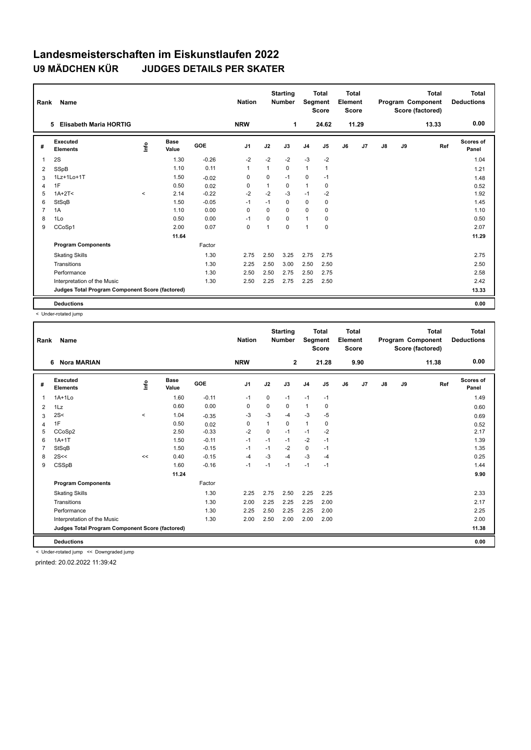# Landesmeisterschaften im Eiskunstlaufen 2022

## U9 MÄDCHEN KÜR JUDGES DETAILS PER SKATER

| Rank | Name | Nation | Starting Number | Total Segment Score | Total Element Score | Total Program Component Score (factored) | Total Deductions |
|---|---|---|---|---|---|---|---|
| 5 | Elisabeth Maria HORTIG | NRW | 1 | 24.62 | 11.29 | 13.33 | 0.00 |

| # | Executed Elements | Info | Base Value | GOE | J1 | J2 | J3 | J4 | J5 | J6 | J7 | J8 | J9 | Ref | Scores of Panel |
|---|---|---|---|---|---|---|---|---|---|---|---|---|---|---|---|
| 1 | 2S | | 1.30 | -0.26 | -2 | -2 | -2 | -3 | -2 | | | | | | 1.04 |
| 2 | SSpB | | 1.10 | 0.11 | 1 | 1 | 0 | 1 | 1 | | | | | | 1.21 |
| 3 | 1Lz+1Lo+1T | | 1.50 | -0.02 | 0 | 0 | -1 | 0 | -1 | | | | | | 1.48 |
| 4 | 1F | | 0.50 | 0.02 | 0 | 1 | 0 | 1 | 0 | | | | | | 0.52 |
| 5 | 1A+2T< | < | 2.14 | -0.22 | -2 | -2 | -3 | -1 | -2 | | | | | | 1.92 |
| 6 | StSqB | | 1.50 | -0.05 | -1 | -1 | 0 | 0 | 0 | | | | | | 1.45 |
| 7 | 1A | | 1.10 | 0.00 | 0 | 0 | 0 | 0 | 0 | | | | | | 1.10 |
| 8 | 1Lo | | 0.50 | 0.00 | -1 | 0 | 0 | 1 | 0 | | | | | | 0.50 |
| 9 | CCoSp1 | | 2.00 | 0.07 | 0 | 1 | 0 | 1 | 0 | | | | | | 2.07 |
| | | | 11.64 | | | | | | | | | | | | 11.29 |
| | **Program Components** | | | Factor | | | | | | | | | | | |
| | Skating Skills | | | 1.30 | 2.75 | 2.50 | 3.25 | 2.75 | 2.75 | | | | | | 2.75 |
| | Transitions | | | 1.30 | 2.25 | 2.50 | 3.00 | 2.50 | 2.50 | | | | | | 2.50 |
| | Performance | | | 1.30 | 2.50 | 2.50 | 2.75 | 2.50 | 2.75 | | | | | | 2.58 |
| | Interpretation of the Music | | | 1.30 | 2.50 | 2.25 | 2.75 | 2.25 | 2.50 | | | | | | 2.42 |
| | **Judges Total Program Component Score (factored)** | | | | | | | | | | | | | | 13.33 |
| | **Deductions** | | | | | | | | | | | | | | 0.00 |

< Under-rotated jump

| Rank | Name | Nation | Starting Number | Total Segment Score | Total Element Score | Total Program Component Score (factored) | Total Deductions |
|---|---|---|---|---|---|---|---|
| 6 | Nora MARIAN | NRW | 2 | 21.28 | 9.90 | 11.38 | 0.00 |

| # | Executed Elements | Info | Base Value | GOE | J1 | J2 | J3 | J4 | J5 | J6 | J7 | J8 | J9 | Ref | Scores of Panel |
|---|---|---|---|---|---|---|---|---|---|---|---|---|---|---|---|
| 1 | 1A+1Lo | | 1.60 | -0.11 | -1 | 0 | -1 | -1 | -1 | | | | | | 1.49 |
| 2 | 1Lz | | 0.60 | 0.00 | 0 | 0 | 0 | 1 | 0 | | | | | | 0.60 |
| 3 | 2S< | < | 1.04 | -0.35 | -3 | -3 | -4 | -3 | -5 | | | | | | 0.69 |
| 4 | 1F | | 0.50 | 0.02 | 0 | 1 | 0 | 1 | 0 | | | | | | 0.52 |
| 5 | CCoSp2 | | 2.50 | -0.33 | -2 | 0 | -1 | -1 | -2 | | | | | | 2.17 |
| 6 | 1A+1T | | 1.50 | -0.11 | -1 | -1 | -1 | -2 | -1 | | | | | | 1.39 |
| 7 | StSqB | | 1.50 | -0.15 | -1 | -1 | -2 | 0 | -1 | | | | | | 1.35 |
| 8 | 2S<< | << | 0.40 | -0.15 | -4 | -3 | -4 | -3 | -4 | | | | | | 0.25 |
| 9 | CSSpB | | 1.60 | -0.16 | -1 | -1 | -1 | -1 | -1 | | | | | | 1.44 |
| | | | 11.24 | | | | | | | | | | | | 9.90 |
| | **Program Components** | | | Factor | | | | | | | | | | | |
| | Skating Skills | | | 1.30 | 2.25 | 2.75 | 2.50 | 2.25 | 2.25 | | | | | | 2.33 |
| | Transitions | | | 1.30 | 2.00 | 2.25 | 2.25 | 2.25 | 2.00 | | | | | | 2.17 |
| | Performance | | | 1.30 | 2.25 | 2.50 | 2.25 | 2.25 | 2.00 | | | | | | 2.25 |
| | Interpretation of the Music | | | 1.30 | 2.00 | 2.50 | 2.00 | 2.00 | 2.00 | | | | | | 2.00 |
| | **Judges Total Program Component Score (factored)** | | | | | | | | | | | | | | 11.38 |
| | **Deductions** | | | | | | | | | | | | | | 0.00 |

< Under-rotated jump << Downgraded jump

printed: 20.02.2022 11:39:42